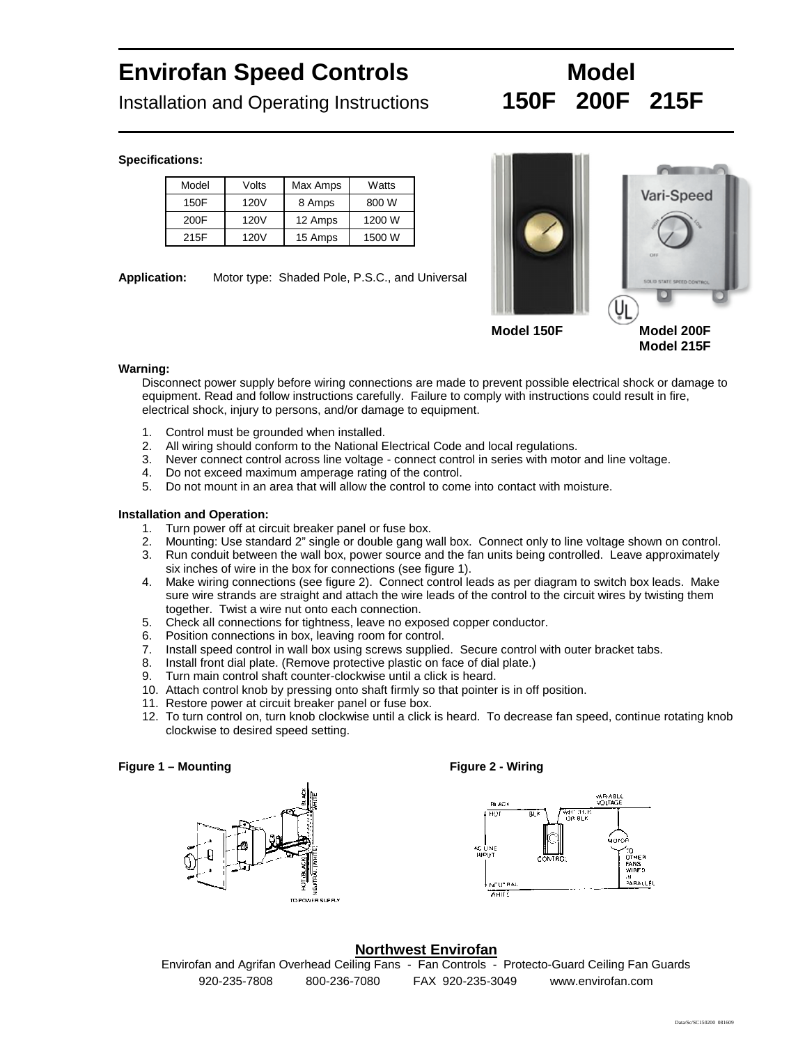# Envirofan Speed Controls

Installation and Operating Instructions

**Model**
**150F 200F 215F**

**Specifications:**

| Model | Volts | Max Amps | Watts |
|---|---|---|---|
| 150F | 120V | 8 Amps | 800 W |
| 200F | 120V | 12 Amps | 1200 W |
| 215F | 120V | 15 Amps | 1500 W |

**Application:** Motor type: Shaded Pole, P.S.C., and Universal

**Model 150F** **Model 200F Model 215F**

**Warning:**

Disconnect power supply before wiring connections are made to prevent possible electrical shock or damage to equipment. Read and follow instructions carefully. Failure to comply with instructions could result in fire, electrical shock, injury to persons, and/or damage to equipment.

1. Control must be grounded when installed.
2. All wiring should conform to the National Electrical Code and local regulations.
3. Never connect control across line voltage - connect control in series with motor and line voltage.
4. Do not exceed maximum amperage rating of the control.
5. Do not mount in an area that will allow the control to come into contact with moisture.

**Installation and Operation:**

1. Turn power off at circuit breaker panel or fuse box.
2. Mounting: Use standard 2" single or double gang wall box. Connect only to line voltage shown on control.
3. Run conduit between the wall box, power source and the fan units being controlled. Leave approximately six inches of wire in the box for connections (see figure 1).
4. Make wiring connections (see figure 2). Connect control leads as per diagram to switch box leads. Make sure wire strands are straight and attach the wire leads of the control to the circuit wires by twisting them together. Twist a wire nut onto each connection.
5. Check all connections for tightness, leave no exposed copper conductor.
6. Position connections in box, leaving room for control.
7. Install speed control in wall box using screws supplied. Secure control with outer bracket tabs.
8. Install front dial plate. (Remove protective plastic on face of dial plate.)
9. Turn main control shaft counter-clockwise until a click is heard.
10. Attach control knob by pressing onto shaft firmly so that pointer is in off position.
11. Restore power at circuit breaker panel or fuse box.
12. To turn control on, turn knob clockwise until a click is heard. To decrease fan speed, continue rotating knob clockwise to desired speed setting.

**Figure 1 – Mounting**

**Figure 2 - Wiring**

**Northwest Envirofan**

Envirofan and Agrifan Overhead Ceiling Fans - Fan Controls - Protecto-Guard Ceiling Fan Guards

920-235-7808 800-236-7080 FAX 920-235-3049 www.envirofan.com

Data/Sc/SC150200 081609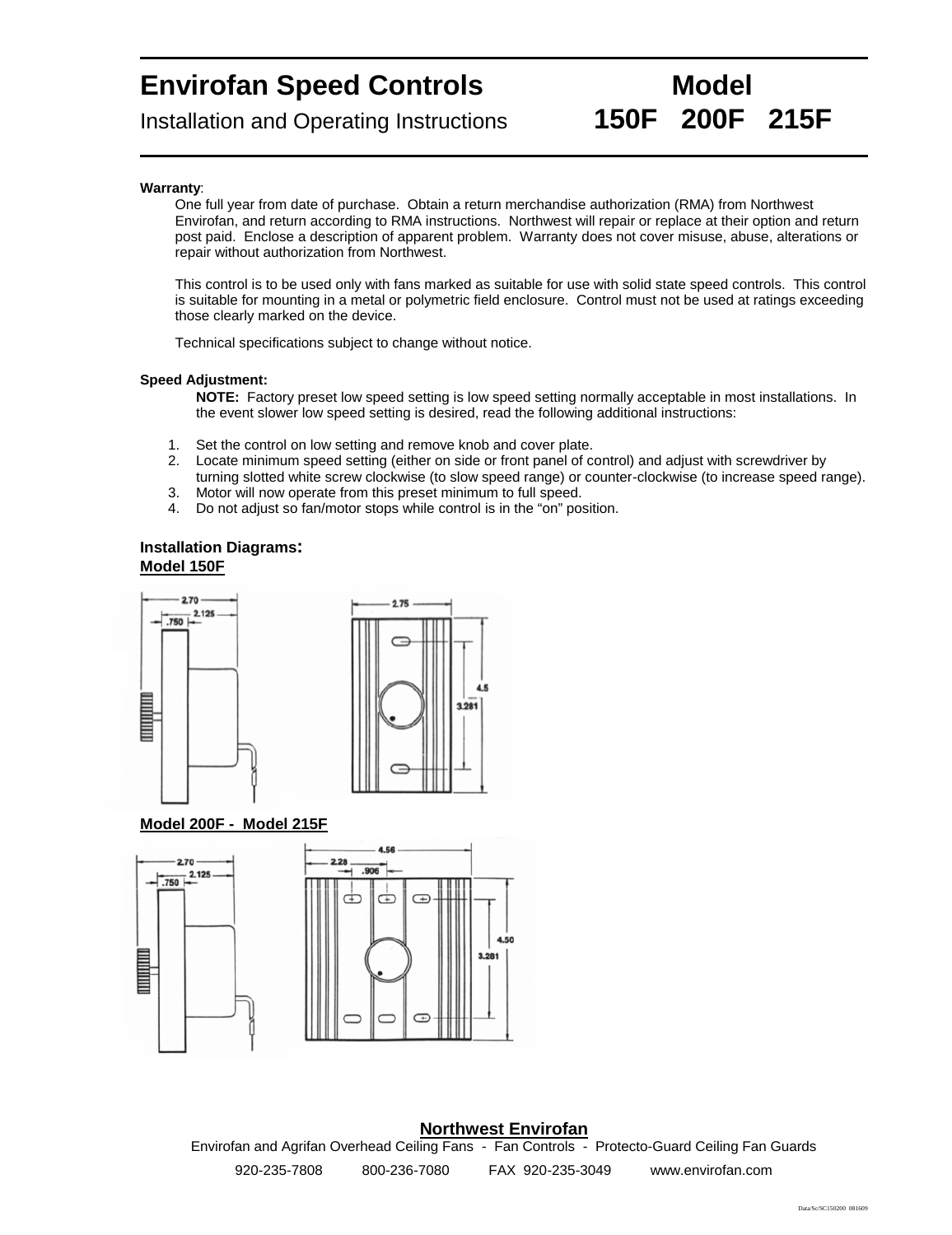# Envirofan Speed Controls

Installation and Operating Instructions

**Model**

**150F 200F 215F**

**Warranty**:

One full year from date of purchase. Obtain a return merchandise authorization (RMA) from Northwest Envirofan, and return according to RMA instructions. Northwest will repair or replace at their option and return post paid. Enclose a description of apparent problem. Warranty does not cover misuse, abuse, alterations or repair without authorization from Northwest.

This control is to be used only with fans marked as suitable for use with solid state speed controls. This control is suitable for mounting in a metal or polymetric field enclosure. Control must not be used at ratings exceeding those clearly marked on the device.

Technical specifications subject to change without notice.

**Speed Adjustment:**

**NOTE:** Factory preset low speed setting is low speed setting normally acceptable in most installations. In the event slower low speed setting is desired, read the following additional instructions:

1. Set the control on low setting and remove knob and cover plate.
2. Locate minimum speed setting (either on side or front panel of control) and adjust with screwdriver by turning slotted white screw clockwise (to slow speed range) or counter-clockwise (to increase speed range).
3. Motor will now operate from this preset minimum to full speed.
4. Do not adjust so fan/motor stops while control is in the "on" position.

**Installation Diagrams:**

**Model 150F**

2.70
2.125
.750
2.75
4.5
3.281

**Model 200F - Model 215F**

2.70
2.125
.750
4.56
2.28
.906
4.50
3.281

**Northwest Envirofan**

Envirofan and Agrifan Overhead Ceiling Fans - Fan Controls - Protecto-Guard Ceiling Fan Guards

920-235-7808 800-236-7080 FAX 920-235-3049 www.envirofan.com

Data/Sc/SC150200 081609